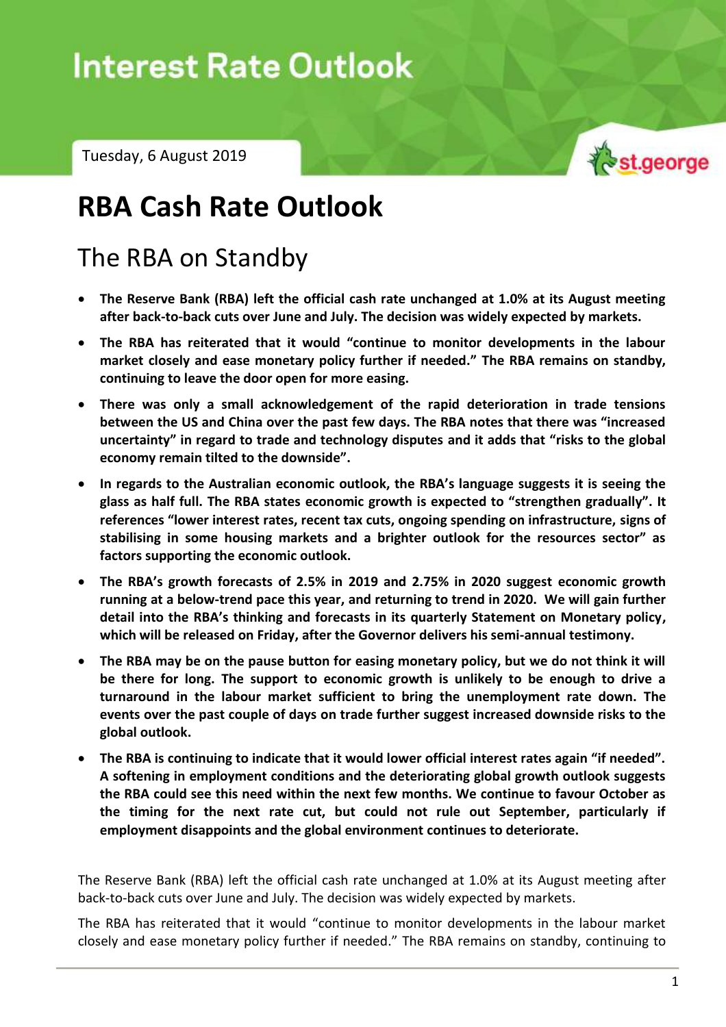# Interest Rate Outlook

Tuesday, 6 August 2019

# RBA Cash Rate Outlook

## The RBA on Standby

- **The Reserve Bank (RBA) left the official cash rate unchanged at 1.0% at its August meeting after back-to-back cuts over June and July. The decision was widely expected by markets.**
- **The RBA has reiterated that it would "continue to monitor developments in the labour market closely and ease monetary policy further if needed." The RBA remains on standby, continuing to leave the door open for more easing.**
- **There was only a small acknowledgement of the rapid deterioration in trade tensions between the US and China over the past few days. The RBA notes that there was "increased uncertainty" in regard to trade and technology disputes and it adds that "risks to the global economy remain tilted to the downside".**
- **In regards to the Australian economic outlook, the RBA's language suggests it is seeing the glass as half full. The RBA states economic growth is expected to "strengthen gradually". It references "lower interest rates, recent tax cuts, ongoing spending on infrastructure, signs of stabilising in some housing markets and a brighter outlook for the resources sector" as factors supporting the economic outlook.**
- **The RBA's growth forecasts of 2.5% in 2019 and 2.75% in 2020 suggest economic growth running at a below-trend pace this year, and returning to trend in 2020. We will gain further detail into the RBA's thinking and forecasts in its quarterly Statement on Monetary policy, which will be released on Friday, after the Governor delivers his semi-annual testimony.**
- **The RBA may be on the pause button for easing monetary policy, but we do not think it will be there for long. The support to economic growth is unlikely to be enough to drive a turnaround in the labour market sufficient to bring the unemployment rate down. The events over the past couple of days on trade further suggest increased downside risks to the global outlook.**
- **The RBA is continuing to indicate that it would lower official interest rates again "if needed". A softening in employment conditions and the deteriorating global growth outlook suggests the RBA could see this need within the next few months. We continue to favour October as the timing for the next rate cut, but could not rule out September, particularly if employment disappoints and the global environment continues to deteriorate.**

The Reserve Bank (RBA) left the official cash rate unchanged at 1.0% at its August meeting after back-to-back cuts over June and July. The decision was widely expected by markets.

The RBA has reiterated that it would "continue to monitor developments in the labour market closely and ease monetary policy further if needed." The RBA remains on standby, continuing to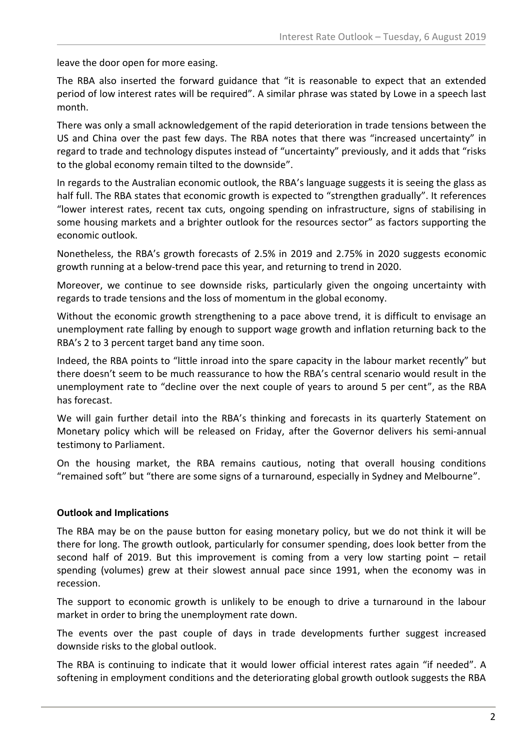leave the door open for more easing.

The RBA also inserted the forward guidance that "it is reasonable to expect that an extended period of low interest rates will be required". A similar phrase was stated by Lowe in a speech last month.

There was only a small acknowledgement of the rapid deterioration in trade tensions between the US and China over the past few days. The RBA notes that there was "increased uncertainty" in regard to trade and technology disputes instead of "uncertainty" previously, and it adds that "risks to the global economy remain tilted to the downside".

In regards to the Australian economic outlook, the RBA's language suggests it is seeing the glass as half full. The RBA states that economic growth is expected to "strengthen gradually". It references "lower interest rates, recent tax cuts, ongoing spending on infrastructure, signs of stabilising in some housing markets and a brighter outlook for the resources sector" as factors supporting the economic outlook.

Nonetheless, the RBA's growth forecasts of 2.5% in 2019 and 2.75% in 2020 suggests economic growth running at a below-trend pace this year, and returning to trend in 2020.

Moreover, we continue to see downside risks, particularly given the ongoing uncertainty with regards to trade tensions and the loss of momentum in the global economy.

Without the economic growth strengthening to a pace above trend, it is difficult to envisage an unemployment rate falling by enough to support wage growth and inflation returning back to the RBA's 2 to 3 percent target band any time soon.

Indeed, the RBA points to "little inroad into the spare capacity in the labour market recently" but there doesn't seem to be much reassurance to how the RBA's central scenario would result in the unemployment rate to "decline over the next couple of years to around 5 per cent", as the RBA has forecast.

We will gain further detail into the RBA's thinking and forecasts in its quarterly Statement on Monetary policy which will be released on Friday, after the Governor delivers his semi-annual testimony to Parliament.

On the housing market, the RBA remains cautious, noting that overall housing conditions "remained soft" but "there are some signs of a turnaround, especially in Sydney and Melbourne".

**Outlook and Implications**

The RBA may be on the pause button for easing monetary policy, but we do not think it will be there for long. The growth outlook, particularly for consumer spending, does look better from the second half of 2019. But this improvement is coming from a very low starting point – retail spending (volumes) grew at their slowest annual pace since 1991, when the economy was in recession.

The support to economic growth is unlikely to be enough to drive a turnaround in the labour market in order to bring the unemployment rate down.

The events over the past couple of days in trade developments further suggest increased downside risks to the global outlook.

The RBA is continuing to indicate that it would lower official interest rates again "if needed". A softening in employment conditions and the deteriorating global growth outlook suggests the RBA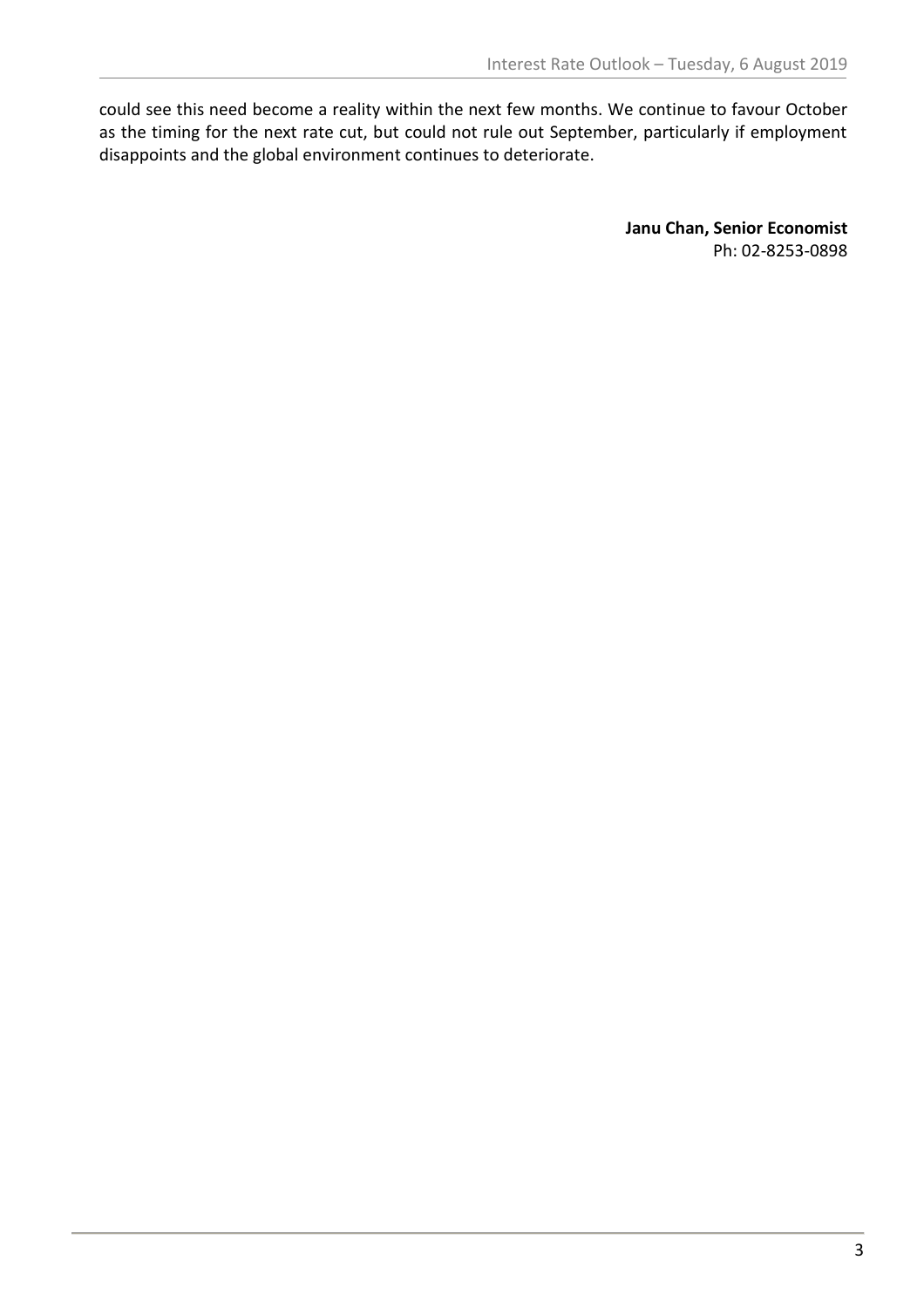could see this need become a reality within the next few months. We continue to favour October as the timing for the next rate cut, but could not rule out September, particularly if employment disappoints and the global environment continues to deteriorate.

**Janu Chan, Senior Economist**
Ph: 02-8253-0898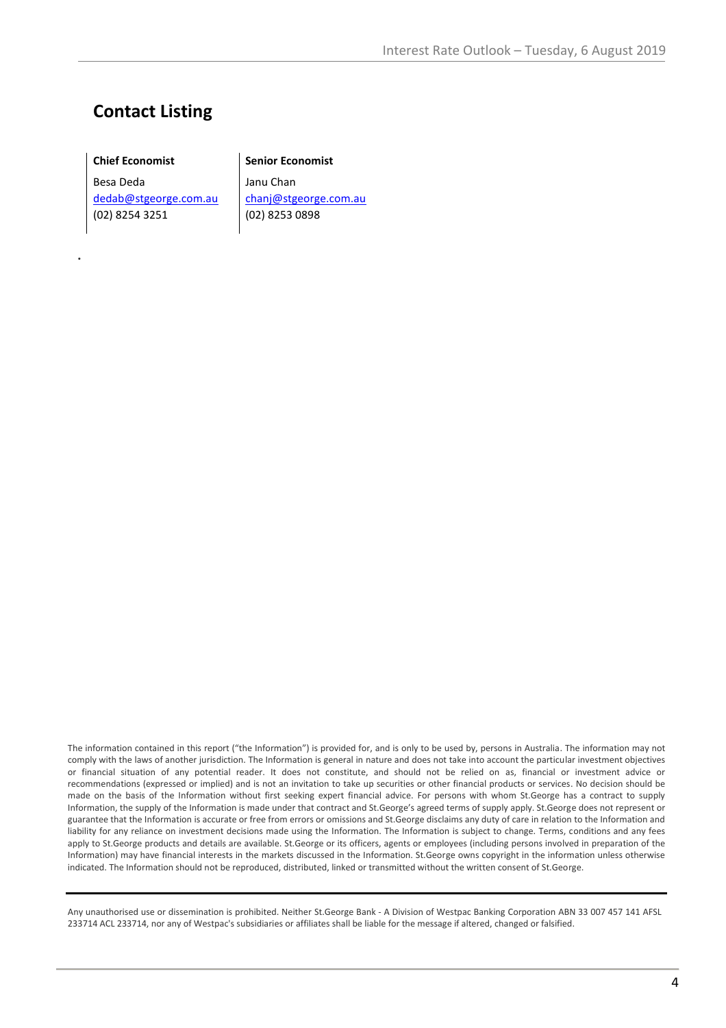## Contact Listing

**Chief Economist**

Besa Deda
dedab@stgeorge.com.au
(02) 8254 3251

**Senior Economist**

Janu Chan
chanj@stgeorge.com.au
(02) 8253 0898

The information contained in this report ("the Information") is provided for, and is only to be used by, persons in Australia. The information may not comply with the laws of another jurisdiction. The Information is general in nature and does not take into account the particular investment objectives or financial situation of any potential reader. It does not constitute, and should not be relied on as, financial or investment advice or recommendations (expressed or implied) and is not an invitation to take up securities or other financial products or services. No decision should be made on the basis of the Information without first seeking expert financial advice. For persons with whom St.George has a contract to supply Information, the supply of the Information is made under that contract and St.George's agreed terms of supply apply. St.George does not represent or guarantee that the Information is accurate or free from errors or omissions and St.George disclaims any duty of care in relation to the Information and liability for any reliance on investment decisions made using the Information. The Information is subject to change. Terms, conditions and any fees apply to St.George products and details are available. St.George or its officers, agents or employees (including persons involved in preparation of the Information) may have financial interests in the markets discussed in the Information. St.George owns copyright in the information unless otherwise indicated. The Information should not be reproduced, distributed, linked or transmitted without the written consent of St.George.

Any unauthorised use or dissemination is prohibited. Neither St.George Bank - A Division of Westpac Banking Corporation ABN 33 007 457 141 AFSL 233714 ACL 233714, nor any of Westpac's subsidiaries or affiliates shall be liable for the message if altered, changed or falsified.